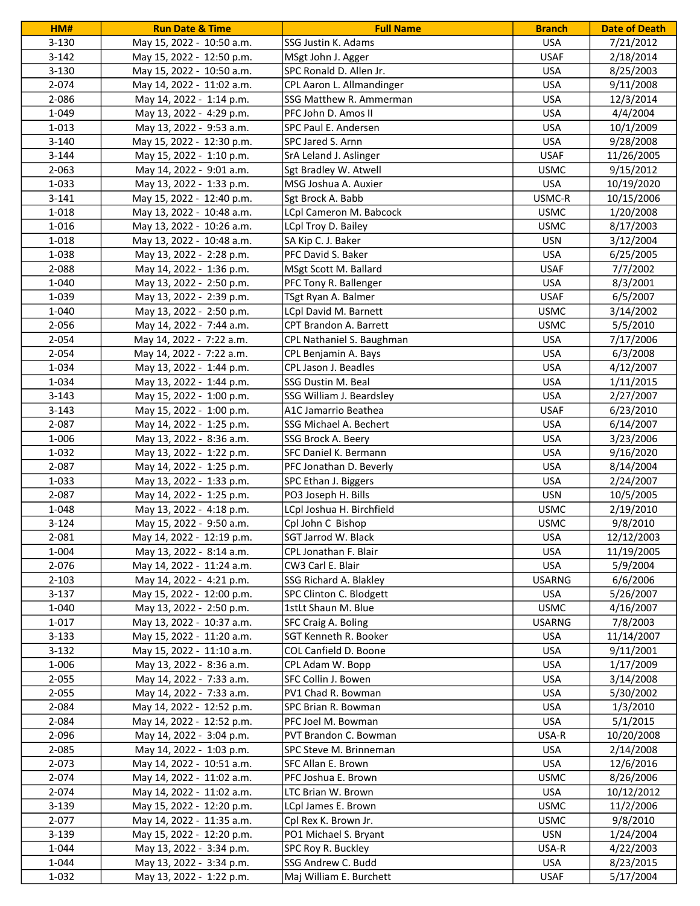| HM# | Run Date & Time | Full Name | Branch | Date of Death |
| --- | --- | --- | --- | --- |
| 3-130 | May 15, 2022 - 10:50 a.m. | SSG Justin K. Adams | USA | 7/21/2012 |
| 3-142 | May 15, 2022 - 12:50 p.m. | MSgt John J. Agger | USAF | 2/18/2014 |
| 3-130 | May 15, 2022 - 10:50 a.m. | SPC Ronald D. Allen Jr. | USA | 8/25/2003 |
| 2-074 | May 14, 2022 - 11:02 a.m. | CPL Aaron L. Allmandinger | USA | 9/11/2008 |
| 2-086 | May 14, 2022 - 1:14 p.m. | SSG Matthew R. Ammerman | USA | 12/3/2014 |
| 1-049 | May 13, 2022 - 4:29 p.m. | PFC John D. Amos II | USA | 4/4/2004 |
| 1-013 | May 13, 2022 - 9:53 a.m. | SPC Paul E. Andersen | USA | 10/1/2009 |
| 3-140 | May 15, 2022 - 12:30 p.m. | SPC Jared S. Arnn | USA | 9/28/2008 |
| 3-144 | May 15, 2022 - 1:10 p.m. | SrA Leland J. Aslinger | USAF | 11/26/2005 |
| 2-063 | May 14, 2022 - 9:01 a.m. | Sgt Bradley W. Atwell | USMC | 9/15/2012 |
| 1-033 | May 13, 2022 - 1:33 p.m. | MSG Joshua A. Auxier | USA | 10/19/2020 |
| 3-141 | May 15, 2022 - 12:40 p.m. | Sgt Brock A. Babb | USMC-R | 10/15/2006 |
| 1-018 | May 13, 2022 - 10:48 a.m. | LCpl Cameron M. Babcock | USMC | 1/20/2008 |
| 1-016 | May 13, 2022 - 10:26 a.m. | LCpl Troy D. Bailey | USMC | 8/17/2003 |
| 1-018 | May 13, 2022 - 10:48 a.m. | SA Kip C. J. Baker | USN | 3/12/2004 |
| 1-038 | May 13, 2022 - 2:28 p.m. | PFC David S. Baker | USA | 6/25/2005 |
| 2-088 | May 14, 2022 - 1:36 p.m. | MSgt Scott M. Ballard | USAF | 7/7/2002 |
| 1-040 | May 13, 2022 - 2:50 p.m. | PFC Tony R. Ballenger | USA | 8/3/2001 |
| 1-039 | May 13, 2022 - 2:39 p.m. | TSgt Ryan A. Balmer | USAF | 6/5/2007 |
| 1-040 | May 13, 2022 - 2:50 p.m. | LCpl David M. Barnett | USMC | 3/14/2002 |
| 2-056 | May 14, 2022 - 7:44 a.m. | CPT Brandon A. Barrett | USMC | 5/5/2010 |
| 2-054 | May 14, 2022 - 7:22 a.m. | CPL Nathaniel S. Baughman | USA | 7/17/2006 |
| 2-054 | May 14, 2022 - 7:22 a.m. | CPL Benjamin A. Bays | USA | 6/3/2008 |
| 1-034 | May 13, 2022 - 1:44 p.m. | CPL Jason J. Beadles | USA | 4/12/2007 |
| 1-034 | May 13, 2022 - 1:44 p.m. | SSG Dustin M. Beal | USA | 1/11/2015 |
| 3-143 | May 15, 2022 - 1:00 p.m. | SSG William J. Beardsley | USA | 2/27/2007 |
| 3-143 | May 15, 2022 - 1:00 p.m. | A1C Jamarrio Beathea | USAF | 6/23/2010 |
| 2-087 | May 14, 2022 - 1:25 p.m. | SSG Michael A. Bechert | USA | 6/14/2007 |
| 1-006 | May 13, 2022 - 8:36 a.m. | SSG Brock A. Beery | USA | 3/23/2006 |
| 1-032 | May 13, 2022 - 1:22 p.m. | SFC Daniel K. Bermann | USA | 9/16/2020 |
| 2-087 | May 14, 2022 - 1:25 p.m. | PFC Jonathan D. Beverly | USA | 8/14/2004 |
| 1-033 | May 13, 2022 - 1:33 p.m. | SPC Ethan J. Biggers | USA | 2/24/2007 |
| 2-087 | May 14, 2022 - 1:25 p.m. | PO3 Joseph H. Bills | USN | 10/5/2005 |
| 1-048 | May 13, 2022 - 4:18 p.m. | LCpl Joshua H. Birchfield | USMC | 2/19/2010 |
| 3-124 | May 15, 2022 - 9:50 a.m. | Cpl John C Bishop | USMC | 9/8/2010 |
| 2-081 | May 14, 2022 - 12:19 p.m. | SGT Jarrod W. Black | USA | 12/12/2003 |
| 1-004 | May 13, 2022 - 8:14 a.m. | CPL Jonathan F. Blair | USA | 11/19/2005 |
| 2-076 | May 14, 2022 - 11:24 a.m. | CW3 Carl E. Blair | USA | 5/9/2004 |
| 2-103 | May 14, 2022 - 4:21 p.m. | SSG Richard A. Blakley | USARNG | 6/6/2006 |
| 3-137 | May 15, 2022 - 12:00 p.m. | SPC Clinton C. Blodgett | USA | 5/26/2007 |
| 1-040 | May 13, 2022 - 2:50 p.m. | 1stLt Shaun M. Blue | USMC | 4/16/2007 |
| 1-017 | May 13, 2022 - 10:37 a.m. | SFC Craig A. Boling | USARNG | 7/8/2003 |
| 3-133 | May 15, 2022 - 11:20 a.m. | SGT Kenneth R. Booker | USA | 11/14/2007 |
| 3-132 | May 15, 2022 - 11:10 a.m. | COL Canfield D. Boone | USA | 9/11/2001 |
| 1-006 | May 13, 2022 - 8:36 a.m. | CPL Adam W. Bopp | USA | 1/17/2009 |
| 2-055 | May 14, 2022 - 7:33 a.m. | SFC Collin J. Bowen | USA | 3/14/2008 |
| 2-055 | May 14, 2022 - 7:33 a.m. | PV1 Chad R. Bowman | USA | 5/30/2002 |
| 2-084 | May 14, 2022 - 12:52 p.m. | SPC Brian R. Bowman | USA | 1/3/2010 |
| 2-084 | May 14, 2022 - 12:52 p.m. | PFC Joel M. Bowman | USA | 5/1/2015 |
| 2-096 | May 14, 2022 - 3:04 p.m. | PVT Brandon C. Bowman | USA-R | 10/20/2008 |
| 2-085 | May 14, 2022 - 1:03 p.m. | SPC Steve M. Brinneman | USA | 2/14/2008 |
| 2-073 | May 14, 2022 - 10:51 a.m. | SFC Allan E. Brown | USA | 12/6/2016 |
| 2-074 | May 14, 2022 - 11:02 a.m. | PFC Joshua E. Brown | USMC | 8/26/2006 |
| 2-074 | May 14, 2022 - 11:02 a.m. | LTC Brian W. Brown | USA | 10/12/2012 |
| 3-139 | May 15, 2022 - 12:20 p.m. | LCpl James E. Brown | USMC | 11/2/2006 |
| 2-077 | May 14, 2022 - 11:35 a.m. | Cpl Rex K. Brown Jr. | USMC | 9/8/2010 |
| 3-139 | May 15, 2022 - 12:20 p.m. | PO1 Michael S. Bryant | USN | 1/24/2004 |
| 1-044 | May 13, 2022 - 3:34 p.m. | SPC Roy R. Buckley | USA-R | 4/22/2003 |
| 1-044 | May 13, 2022 - 3:34 p.m. | SSG Andrew C. Budd | USA | 8/23/2015 |
| 1-032 | May 13, 2022 - 1:22 p.m. | Maj William E. Burchett | USAF | 5/17/2004 |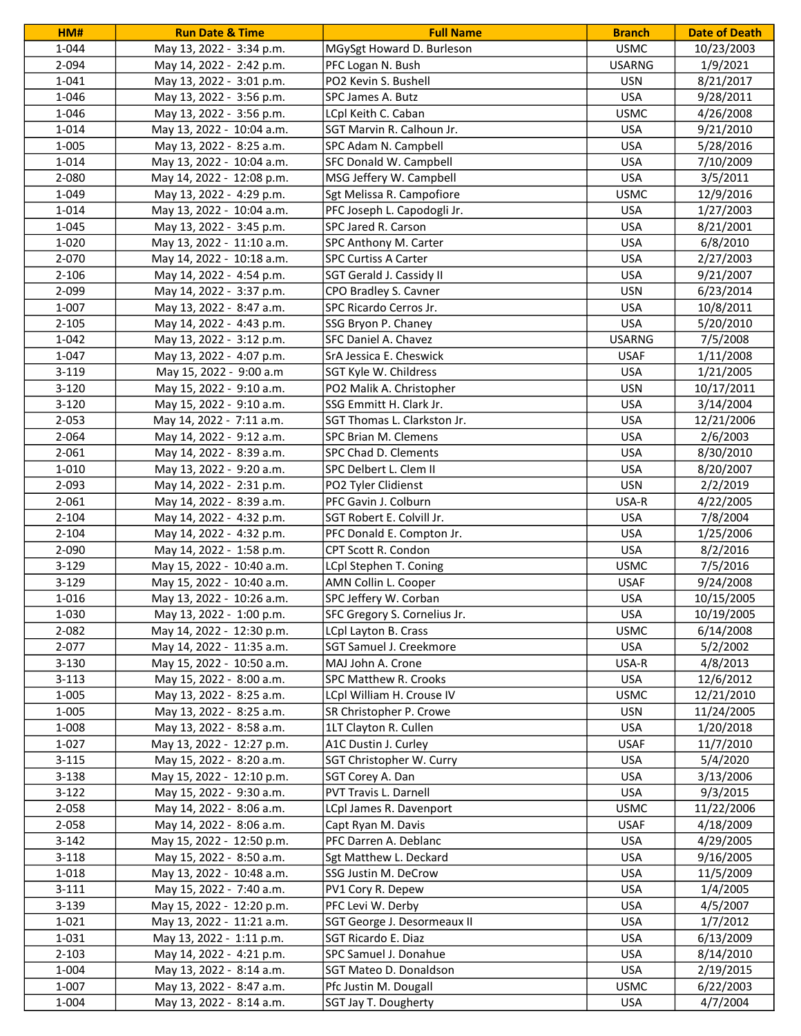| HM# | Run Date & Time | Full Name | Branch | Date of Death |
|---|---|---|---|---|
| 1-044 | May 13, 2022 - 3:34 p.m. | MGySgt Howard D. Burleson | USMC | 10/23/2003 |
| 2-094 | May 14, 2022 - 2:42 p.m. | PFC Logan N. Bush | USARNG | 1/9/2021 |
| 1-041 | May 13, 2022 - 3:01 p.m. | PO2 Kevin S. Bushell | USN | 8/21/2017 |
| 1-046 | May 13, 2022 - 3:56 p.m. | SPC James A. Butz | USA | 9/28/2011 |
| 1-046 | May 13, 2022 - 3:56 p.m. | LCpl Keith C. Caban | USMC | 4/26/2008 |
| 1-014 | May 13, 2022 - 10:04 a.m. | SGT Marvin R. Calhoun Jr. | USA | 9/21/2010 |
| 1-005 | May 13, 2022 - 8:25 a.m. | SPC Adam N. Campbell | USA | 5/28/2016 |
| 1-014 | May 13, 2022 - 10:04 a.m. | SFC Donald W. Campbell | USA | 7/10/2009 |
| 2-080 | May 14, 2022 - 12:08 p.m. | MSG Jeffery W. Campbell | USA | 3/5/2011 |
| 1-049 | May 13, 2022 - 4:29 p.m. | Sgt Melissa R. Campofiore | USMC | 12/9/2016 |
| 1-014 | May 13, 2022 - 10:04 a.m. | PFC Joseph L. Capodogli Jr. | USA | 1/27/2003 |
| 1-045 | May 13, 2022 - 3:45 p.m. | SPC Jared R. Carson | USA | 8/21/2001 |
| 1-020 | May 13, 2022 - 11:10 a.m. | SPC Anthony M. Carter | USA | 6/8/2010 |
| 2-070 | May 14, 2022 - 10:18 a.m. | SPC Curtiss A Carter | USA | 2/27/2003 |
| 2-106 | May 14, 2022 - 4:54 p.m. | SGT Gerald J. Cassidy II | USA | 9/21/2007 |
| 2-099 | May 14, 2022 - 3:37 p.m. | CPO Bradley S. Cavner | USN | 6/23/2014 |
| 1-007 | May 13, 2022 - 8:47 a.m. | SPC Ricardo Cerros Jr. | USA | 10/8/2011 |
| 2-105 | May 14, 2022 - 4:43 p.m. | SSG Bryon P. Chaney | USA | 5/20/2010 |
| 1-042 | May 13, 2022 - 3:12 p.m. | SFC Daniel A. Chavez | USARNG | 7/5/2008 |
| 1-047 | May 13, 2022 - 4:07 p.m. | SrA Jessica E. Cheswick | USAF | 1/11/2008 |
| 3-119 | May 15, 2022 - 9:00 a.m | SGT Kyle W. Childress | USA | 1/21/2005 |
| 3-120 | May 15, 2022 - 9:10 a.m. | PO2 Malik A. Christopher | USN | 10/17/2011 |
| 3-120 | May 15, 2022 - 9:10 a.m. | SSG Emmitt H. Clark Jr. | USA | 3/14/2004 |
| 2-053 | May 14, 2022 - 7:11 a.m. | SGT Thomas L. Clarkston Jr. | USA | 12/21/2006 |
| 2-064 | May 14, 2022 - 9:12 a.m. | SPC Brian M. Clemens | USA | 2/6/2003 |
| 2-061 | May 14, 2022 - 8:39 a.m. | SPC Chad D. Clements | USA | 8/30/2010 |
| 1-010 | May 13, 2022 - 9:20 a.m. | SPC Delbert L. Clem II | USA | 8/20/2007 |
| 2-093 | May 14, 2022 - 2:31 p.m. | PO2 Tyler Clidienst | USN | 2/2/2019 |
| 2-061 | May 14, 2022 - 8:39 a.m. | PFC Gavin J. Colburn | USA-R | 4/22/2005 |
| 2-104 | May 14, 2022 - 4:32 p.m. | SGT Robert E. Colvill Jr. | USA | 7/8/2004 |
| 2-104 | May 14, 2022 - 4:32 p.m. | PFC Donald E. Compton Jr. | USA | 1/25/2006 |
| 2-090 | May 14, 2022 - 1:58 p.m. | CPT Scott R. Condon | USA | 8/2/2016 |
| 3-129 | May 15, 2022 - 10:40 a.m. | LCpl Stephen T. Coning | USMC | 7/5/2016 |
| 3-129 | May 15, 2022 - 10:40 a.m. | AMN Collin L. Cooper | USAF | 9/24/2008 |
| 1-016 | May 13, 2022 - 10:26 a.m. | SPC Jeffery W. Corban | USA | 10/15/2005 |
| 1-030 | May 13, 2022 - 1:00 p.m. | SFC Gregory S. Cornelius Jr. | USA | 10/19/2005 |
| 2-082 | May 14, 2022 - 12:30 p.m. | LCpl Layton B. Crass | USMC | 6/14/2008 |
| 2-077 | May 14, 2022 - 11:35 a.m. | SGT Samuel J. Creekmore | USA | 5/2/2002 |
| 3-130 | May 15, 2022 - 10:50 a.m. | MAJ John A. Crone | USA-R | 4/8/2013 |
| 3-113 | May 15, 2022 - 8:00 a.m. | SPC Matthew R. Crooks | USA | 12/6/2012 |
| 1-005 | May 13, 2022 - 8:25 a.m. | LCpl William H. Crouse IV | USMC | 12/21/2010 |
| 1-005 | May 13, 2022 - 8:25 a.m. | SR Christopher P. Crowe | USN | 11/24/2005 |
| 1-008 | May 13, 2022 - 8:58 a.m. | 1LT Clayton R. Cullen | USA | 1/20/2018 |
| 1-027 | May 13, 2022 - 12:27 p.m. | A1C Dustin J. Curley | USAF | 11/7/2010 |
| 3-115 | May 15, 2022 - 8:20 a.m. | SGT Christopher W. Curry | USA | 5/4/2020 |
| 3-138 | May 15, 2022 - 12:10 p.m. | SGT Corey A. Dan | USA | 3/13/2006 |
| 3-122 | May 15, 2022 - 9:30 a.m. | PVT Travis L. Darnell | USA | 9/3/2015 |
| 2-058 | May 14, 2022 - 8:06 a.m. | LCpl James R. Davenport | USMC | 11/22/2006 |
| 2-058 | May 14, 2022 - 8:06 a.m. | Capt Ryan M. Davis | USAF | 4/18/2009 |
| 3-142 | May 15, 2022 - 12:50 p.m. | PFC Darren A. Deblanc | USA | 4/29/2005 |
| 3-118 | May 15, 2022 - 8:50 a.m. | Sgt Matthew L. Deckard | USA | 9/16/2005 |
| 1-018 | May 13, 2022 - 10:48 a.m. | SSG Justin M. DeCrow | USA | 11/5/2009 |
| 3-111 | May 15, 2022 - 7:40 a.m. | PV1 Cory R. Depew | USA | 1/4/2005 |
| 3-139 | May 15, 2022 - 12:20 p.m. | PFC Levi W. Derby | USA | 4/5/2007 |
| 1-021 | May 13, 2022 - 11:21 a.m. | SGT George J. Desormeaux II | USA | 1/7/2012 |
| 1-031 | May 13, 2022 - 1:11 p.m. | SGT Ricardo E. Diaz | USA | 6/13/2009 |
| 2-103 | May 14, 2022 - 4:21 p.m. | SPC Samuel J. Donahue | USA | 8/14/2010 |
| 1-004 | May 13, 2022 - 8:14 a.m. | SGT Mateo D. Donaldson | USA | 2/19/2015 |
| 1-007 | May 13, 2022 - 8:47 a.m. | Pfc Justin M. Dougall | USMC | 6/22/2003 |
| 1-004 | May 13, 2022 - 8:14 a.m. | SGT Jay T. Dougherty | USA | 4/7/2004 |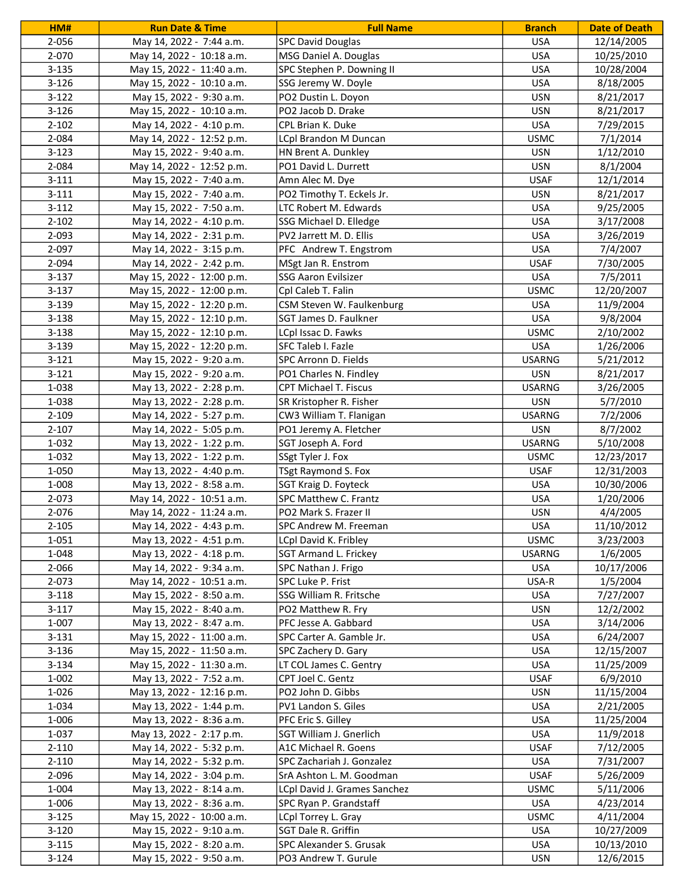| HM# | Run Date & Time | Full Name | Branch | Date of Death |
|---|---|---|---|---|
| 2-056 | May 14, 2022 - 7:44 a.m. | SPC David Douglas | USA | 12/14/2005 |
| 2-070 | May 14, 2022 - 10:18 a.m. | MSG Daniel A. Douglas | USA | 10/25/2010 |
| 3-135 | May 15, 2022 - 11:40 a.m. | SPC Stephen P. Downing II | USA | 10/28/2004 |
| 3-126 | May 15, 2022 - 10:10 a.m. | SSG Jeremy W. Doyle | USA | 8/18/2005 |
| 3-122 | May 15, 2022 - 9:30 a.m. | PO2 Dustin L. Doyon | USN | 8/21/2017 |
| 3-126 | May 15, 2022 - 10:10 a.m. | PO2 Jacob D. Drake | USN | 8/21/2017 |
| 2-102 | May 14, 2022 - 4:10 p.m. | CPL Brian K. Duke | USA | 7/29/2015 |
| 2-084 | May 14, 2022 - 12:52 p.m. | LCpl Brandon M Duncan | USMC | 7/1/2014 |
| 3-123 | May 15, 2022 - 9:40 a.m. | HN Brent A. Dunkley | USN | 1/12/2010 |
| 2-084 | May 14, 2022 - 12:52 p.m. | PO1 David L. Durrett | USN | 8/1/2004 |
| 3-111 | May 15, 2022 - 7:40 a.m. | Amn Alec M. Dye | USAF | 12/1/2014 |
| 3-111 | May 15, 2022 - 7:40 a.m. | PO2 Timothy T. Eckels Jr. | USN | 8/21/2017 |
| 3-112 | May 15, 2022 - 7:50 a.m. | LTC Robert M. Edwards | USA | 9/25/2005 |
| 2-102 | May 14, 2022 - 4:10 p.m. | SSG Michael D. Elledge | USA | 3/17/2008 |
| 2-093 | May 14, 2022 - 2:31 p.m. | PV2 Jarrett M. D. Ellis | USA | 3/26/2019 |
| 2-097 | May 14, 2022 - 3:15 p.m. | PFC Andrew T. Engstrom | USA | 7/4/2007 |
| 2-094 | May 14, 2022 - 2:42 p.m. | MSgt Jan R. Enstrom | USAF | 7/30/2005 |
| 3-137 | May 15, 2022 - 12:00 p.m. | SSG Aaron Evilsizer | USA | 7/5/2011 |
| 3-137 | May 15, 2022 - 12:00 p.m. | Cpl Caleb T. Falin | USMC | 12/20/2007 |
| 3-139 | May 15, 2022 - 12:20 p.m. | CSM Steven W. Faulkenburg | USA | 11/9/2004 |
| 3-138 | May 15, 2022 - 12:10 p.m. | SGT James D. Faulkner | USA | 9/8/2004 |
| 3-138 | May 15, 2022 - 12:10 p.m. | LCpl Issac D. Fawks | USMC | 2/10/2002 |
| 3-139 | May 15, 2022 - 12:20 p.m. | SFC Taleb I. Fazle | USA | 1/26/2006 |
| 3-121 | May 15, 2022 - 9:20 a.m. | SPC Arronn D. Fields | USARNG | 5/21/2012 |
| 3-121 | May 15, 2022 - 9:20 a.m. | PO1 Charles N. Findley | USN | 8/21/2017 |
| 1-038 | May 13, 2022 - 2:28 p.m. | CPT Michael T. Fiscus | USARNG | 3/26/2005 |
| 1-038 | May 13, 2022 - 2:28 p.m. | SR Kristopher R. Fisher | USN | 5/7/2010 |
| 2-109 | May 14, 2022 - 5:27 p.m. | CW3 William T. Flanigan | USARNG | 7/2/2006 |
| 2-107 | May 14, 2022 - 5:05 p.m. | PO1 Jeremy A. Fletcher | USN | 8/7/2002 |
| 1-032 | May 13, 2022 - 1:22 p.m. | SGT Joseph A. Ford | USARNG | 5/10/2008 |
| 1-032 | May 13, 2022 - 1:22 p.m. | SSgt Tyler J. Fox | USMC | 12/23/2017 |
| 1-050 | May 13, 2022 - 4:40 p.m. | TSgt Raymond S. Fox | USAF | 12/31/2003 |
| 1-008 | May 13, 2022 - 8:58 a.m. | SGT Kraig D. Foyteck | USA | 10/30/2006 |
| 2-073 | May 14, 2022 - 10:51 a.m. | SPC Matthew C. Frantz | USA | 1/20/2006 |
| 2-076 | May 14, 2022 - 11:24 a.m. | PO2 Mark S. Frazer II | USN | 4/4/2005 |
| 2-105 | May 14, 2022 - 4:43 p.m. | SPC Andrew M. Freeman | USA | 11/10/2012 |
| 1-051 | May 13, 2022 - 4:51 p.m. | LCpl David K. Fribley | USMC | 3/23/2003 |
| 1-048 | May 13, 2022 - 4:18 p.m. | SGT Armand L. Frickey | USARNG | 1/6/2005 |
| 2-066 | May 14, 2022 - 9:34 a.m. | SPC Nathan J. Frigo | USA | 10/17/2006 |
| 2-073 | May 14, 2022 - 10:51 a.m. | SPC Luke P. Frist | USA-R | 1/5/2004 |
| 3-118 | May 15, 2022 - 8:50 a.m. | SSG William R. Fritsche | USA | 7/27/2007 |
| 3-117 | May 15, 2022 - 8:40 a.m. | PO2 Matthew R. Fry | USN | 12/2/2002 |
| 1-007 | May 13, 2022 - 8:47 a.m. | PFC Jesse A. Gabbard | USA | 3/14/2006 |
| 3-131 | May 15, 2022 - 11:00 a.m. | SPC Carter A. Gamble Jr. | USA | 6/24/2007 |
| 3-136 | May 15, 2022 - 11:50 a.m. | SPC Zachery D. Gary | USA | 12/15/2007 |
| 3-134 | May 15, 2022 - 11:30 a.m. | LT COL James C. Gentry | USA | 11/25/2009 |
| 1-002 | May 13, 2022 - 7:52 a.m. | CPT Joel C. Gentz | USAF | 6/9/2010 |
| 1-026 | May 13, 2022 - 12:16 p.m. | PO2 John D. Gibbs | USN | 11/15/2004 |
| 1-034 | May 13, 2022 - 1:44 p.m. | PV1 Landon S. Giles | USA | 2/21/2005 |
| 1-006 | May 13, 2022 - 8:36 a.m. | PFC Eric S. Gilley | USA | 11/25/2004 |
| 1-037 | May 13, 2022 - 2:17 p.m. | SGT William J. Gnerlich | USA | 11/9/2018 |
| 2-110 | May 14, 2022 - 5:32 p.m. | A1C Michael R. Goens | USAF | 7/12/2005 |
| 2-110 | May 14, 2022 - 5:32 p.m. | SPC Zachariah J. Gonzalez | USA | 7/31/2007 |
| 2-096 | May 14, 2022 - 3:04 p.m. | SrA Ashton L. M. Goodman | USAF | 5/26/2009 |
| 1-004 | May 13, 2022 - 8:14 a.m. | LCpl David J. Grames Sanchez | USMC | 5/11/2006 |
| 1-006 | May 13, 2022 - 8:36 a.m. | SPC Ryan P. Grandstaff | USA | 4/23/2014 |
| 3-125 | May 15, 2022 - 10:00 a.m. | LCpl Torrey L. Gray | USMC | 4/11/2004 |
| 3-120 | May 15, 2022 - 9:10 a.m. | SGT Dale R. Griffin | USA | 10/27/2009 |
| 3-115 | May 15, 2022 - 8:20 a.m. | SPC Alexander S. Grusak | USA | 10/13/2010 |
| 3-124 | May 15, 2022 - 9:50 a.m. | PO3 Andrew T. Gurule | USN | 12/6/2015 |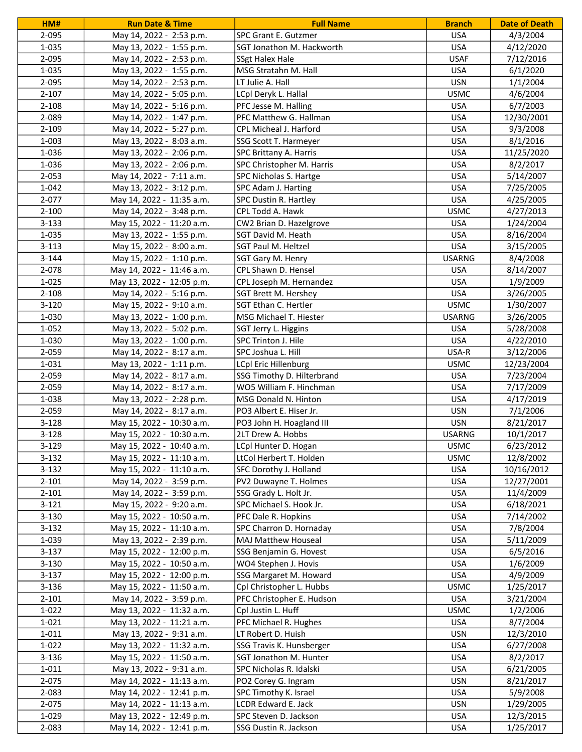| HM# | Run Date & Time | Full Name | Branch | Date of Death |
|---|---|---|---|---|
| 2-095 | May 14, 2022 - 2:53 p.m. | SPC Grant E. Gutzmer | USA | 4/3/2004 |
| 1-035 | May 13, 2022 - 1:55 p.m. | SGT Jonathon M. Hackworth | USA | 4/12/2020 |
| 2-095 | May 14, 2022 - 2:53 p.m. | SSgt Halex Hale | USAF | 7/12/2016 |
| 1-035 | May 13, 2022 - 1:55 p.m. | MSG Stratahn M. Hall | USA | 6/1/2020 |
| 2-095 | May 14, 2022 - 2:53 p.m. | LT Julie A. Hall | USN | 1/1/2004 |
| 2-107 | May 14, 2022 - 5:05 p.m. | LCpl Deryk L. Hallal | USMC | 4/6/2004 |
| 2-108 | May 14, 2022 - 5:16 p.m. | PFC Jesse M. Halling | USA | 6/7/2003 |
| 2-089 | May 14, 2022 - 1:47 p.m. | PFC Matthew G. Hallman | USA | 12/30/2001 |
| 2-109 | May 14, 2022 - 5:27 p.m. | CPL Micheal J. Harford | USA | 9/3/2008 |
| 1-003 | May 13, 2022 - 8:03 a.m. | SSG Scott T. Harmeyer | USA | 8/1/2016 |
| 1-036 | May 13, 2022 - 2:06 p.m. | SPC Brittany A. Harris | USA | 11/25/2020 |
| 1-036 | May 13, 2022 - 2:06 p.m. | SPC Christopher M. Harris | USA | 8/2/2017 |
| 2-053 | May 14, 2022 - 7:11 a.m. | SPC Nicholas S. Hartge | USA | 5/14/2007 |
| 1-042 | May 13, 2022 - 3:12 p.m. | SPC Adam J. Harting | USA | 7/25/2005 |
| 2-077 | May 14, 2022 - 11:35 a.m. | SPC Dustin R. Hartley | USA | 4/25/2005 |
| 2-100 | May 14, 2022 - 3:48 p.m. | CPL Todd A. Hawk | USMC | 4/27/2013 |
| 3-133 | May 15, 2022 - 11:20 a.m. | CW2 Brian D. Hazelgrove | USA | 1/24/2004 |
| 1-035 | May 13, 2022 - 1:55 p.m. | SGT David M. Heath | USA | 8/16/2004 |
| 3-113 | May 15, 2022 - 8:00 a.m. | SGT Paul M. Heltzel | USA | 3/15/2005 |
| 3-144 | May 15, 2022 - 1:10 p.m. | SGT Gary M. Henry | USARNG | 8/4/2008 |
| 2-078 | May 14, 2022 - 11:46 a.m. | CPL Shawn D. Hensel | USA | 8/14/2007 |
| 1-025 | May 13, 2022 - 12:05 p.m. | CPL Joseph M. Hernandez | USA | 1/9/2009 |
| 2-108 | May 14, 2022 - 5:16 p.m. | SGT Brett M. Hershey | USA | 3/26/2005 |
| 3-120 | May 15, 2022 - 9:10 a.m. | SGT Ethan C. Hertler | USMC | 1/30/2007 |
| 1-030 | May 13, 2022 - 1:00 p.m. | MSG Michael T. Hiester | USARNG | 3/26/2005 |
| 1-052 | May 13, 2022 - 5:02 p.m. | SGT Jerry L. Higgins | USA | 5/28/2008 |
| 1-030 | May 13, 2022 - 1:00 p.m. | SPC Trinton J. Hile | USA | 4/22/2010 |
| 2-059 | May 14, 2022 - 8:17 a.m. | SPC Joshua L. Hill | USA-R | 3/12/2006 |
| 1-031 | May 13, 2022 - 1:11 p.m. | LCpl Eric Hillenburg | USMC | 12/23/2004 |
| 2-059 | May 14, 2022 - 8:17 a.m. | SSG Timothy D. Hilterbrand | USA | 7/23/2004 |
| 2-059 | May 14, 2022 - 8:17 a.m. | WO5 William F. Hinchman | USA | 7/17/2009 |
| 1-038 | May 13, 2022 - 2:28 p.m. | MSG Donald N. Hinton | USA | 4/17/2019 |
| 2-059 | May 14, 2022 - 8:17 a.m. | PO3 Albert E. Hiser Jr. | USN | 7/1/2006 |
| 3-128 | May 15, 2022 - 10:30 a.m. | PO3 John H. Hoagland III | USN | 8/21/2017 |
| 3-128 | May 15, 2022 - 10:30 a.m. | 2LT Drew A. Hobbs | USARNG | 10/1/2017 |
| 3-129 | May 15, 2022 - 10:40 a.m. | LCpl Hunter D. Hogan | USMC | 6/23/2012 |
| 3-132 | May 15, 2022 - 11:10 a.m. | LtCol Herbert T. Holden | USMC | 12/8/2002 |
| 3-132 | May 15, 2022 - 11:10 a.m. | SFC Dorothy J. Holland | USA | 10/16/2012 |
| 2-101 | May 14, 2022 - 3:59 p.m. | PV2 Duwayne T. Holmes | USA | 12/27/2001 |
| 2-101 | May 14, 2022 - 3:59 p.m. | SSG Grady L. Holt Jr. | USA | 11/4/2009 |
| 3-121 | May 15, 2022 - 9:20 a.m. | SPC Michael S. Hook Jr. | USA | 6/18/2021 |
| 3-130 | May 15, 2022 - 10:50 a.m. | PFC Dale R. Hopkins | USA | 7/14/2002 |
| 3-132 | May 15, 2022 - 11:10 a.m. | SPC Charron D. Hornaday | USA | 7/8/2004 |
| 1-039 | May 13, 2022 - 2:39 p.m. | MAJ Matthew Houseal | USA | 5/11/2009 |
| 3-137 | May 15, 2022 - 12:00 p.m. | SSG Benjamin G. Hovest | USA | 6/5/2016 |
| 3-130 | May 15, 2022 - 10:50 a.m. | WO4 Stephen J. Hovis | USA | 1/6/2009 |
| 3-137 | May 15, 2022 - 12:00 p.m. | SSG Margaret M. Howard | USA | 4/9/2009 |
| 3-136 | May 15, 2022 - 11:50 a.m. | Cpl Christopher L. Hubbs | USMC | 1/25/2017 |
| 2-101 | May 14, 2022 - 3:59 p.m. | PFC Christopher E. Hudson | USA | 3/21/2004 |
| 1-022 | May 13, 2022 - 11:32 a.m. | Cpl Justin L. Huff | USMC | 1/2/2006 |
| 1-021 | May 13, 2022 - 11:21 a.m. | PFC Michael R. Hughes | USA | 8/7/2004 |
| 1-011 | May 13, 2022 - 9:31 a.m. | LT Robert D. Huish | USN | 12/3/2010 |
| 1-022 | May 13, 2022 - 11:32 a.m. | SSG Travis K. Hunsberger | USA | 6/27/2008 |
| 3-136 | May 15, 2022 - 11:50 a.m. | SGT Jonathon M. Hunter | USA | 8/2/2017 |
| 1-011 | May 13, 2022 - 9:31 a.m. | SPC Nicholas R. Idalski | USA | 6/21/2005 |
| 2-075 | May 14, 2022 - 11:13 a.m. | PO2 Corey G. Ingram | USN | 8/21/2017 |
| 2-083 | May 14, 2022 - 12:41 p.m. | SPC Timothy K. Israel | USA | 5/9/2008 |
| 2-075 | May 14, 2022 - 11:13 a.m. | LCDR Edward E. Jack | USN | 1/29/2005 |
| 1-029 | May 13, 2022 - 12:49 p.m. | SPC Steven D. Jackson | USA | 12/3/2015 |
| 2-083 | May 14, 2022 - 12:41 p.m. | SSG Dustin R. Jackson | USA | 1/25/2017 |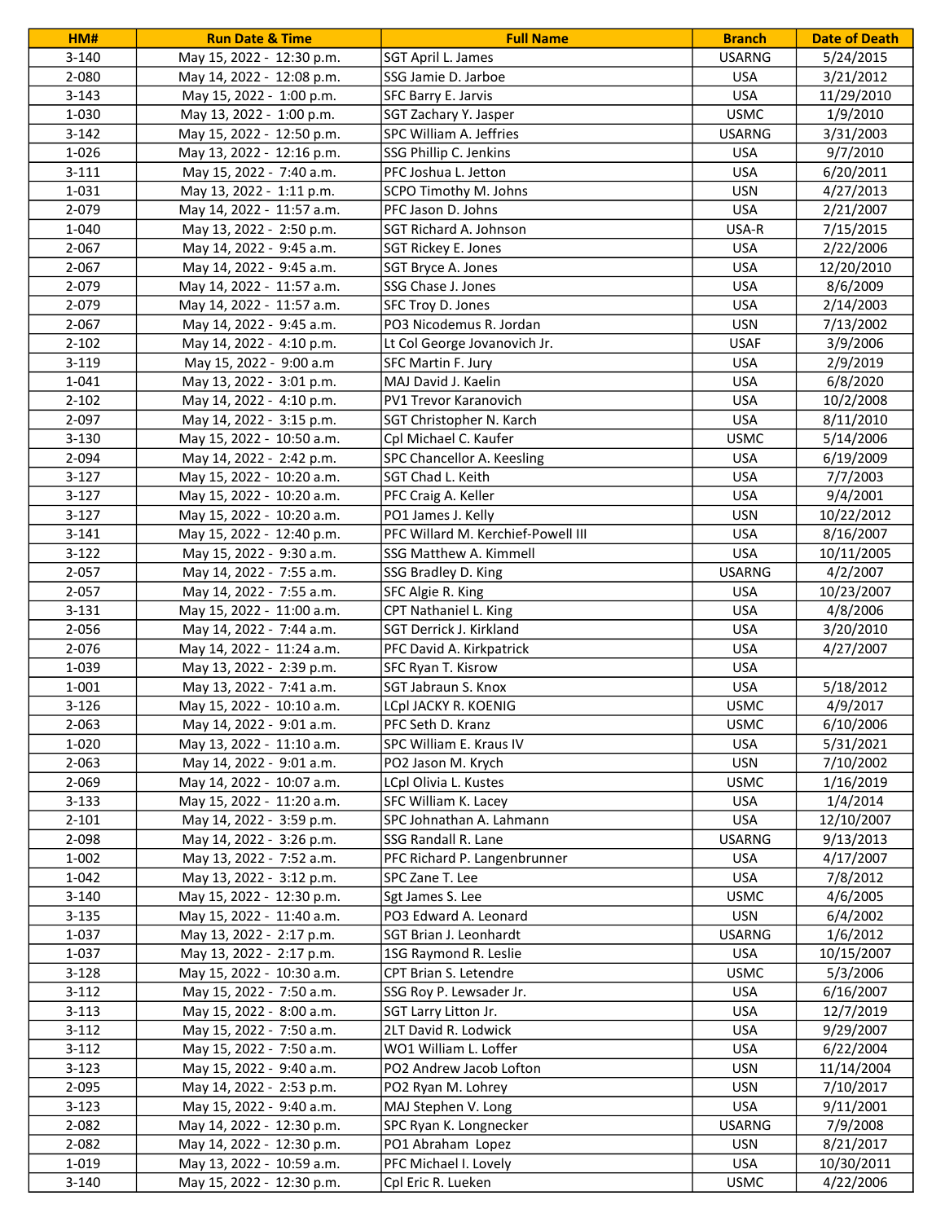| HM# | Run Date & Time | Full Name | Branch | Date of Death |
|---|---|---|---|---|
| 3-140 | May 15, 2022 - 12:30 p.m. | SGT April L. James | USARNG | 5/24/2015 |
| 2-080 | May 14, 2022 - 12:08 p.m. | SSG Jamie D. Jarboe | USA | 3/21/2012 |
| 3-143 | May 15, 2022 - 1:00 p.m. | SFC Barry E. Jarvis | USA | 11/29/2010 |
| 1-030 | May 13, 2022 - 1:00 p.m. | SGT Zachary Y. Jasper | USMC | 1/9/2010 |
| 3-142 | May 15, 2022 - 12:50 p.m. | SPC William A. Jeffries | USARNG | 3/31/2003 |
| 1-026 | May 13, 2022 - 12:16 p.m. | SSG Phillip C. Jenkins | USA | 9/7/2010 |
| 3-111 | May 15, 2022 - 7:40 a.m. | PFC Joshua L. Jetton | USA | 6/20/2011 |
| 1-031 | May 13, 2022 - 1:11 p.m. | SCPO Timothy M. Johns | USN | 4/27/2013 |
| 2-079 | May 14, 2022 - 11:57 a.m. | PFC Jason D. Johns | USA | 2/21/2007 |
| 1-040 | May 13, 2022 - 2:50 p.m. | SGT Richard A. Johnson | USA-R | 7/15/2015 |
| 2-067 | May 14, 2022 - 9:45 a.m. | SGT Rickey E. Jones | USA | 2/22/2006 |
| 2-067 | May 14, 2022 - 9:45 a.m. | SGT Bryce A. Jones | USA | 12/20/2010 |
| 2-079 | May 14, 2022 - 11:57 a.m. | SSG Chase J. Jones | USA | 8/6/2009 |
| 2-079 | May 14, 2022 - 11:57 a.m. | SFC Troy D. Jones | USA | 2/14/2003 |
| 2-067 | May 14, 2022 - 9:45 a.m. | PO3 Nicodemus R. Jordan | USN | 7/13/2002 |
| 2-102 | May 14, 2022 - 4:10 p.m. | Lt Col George Jovanovich Jr. | USAF | 3/9/2006 |
| 3-119 | May 15, 2022 - 9:00 a.m | SFC Martin F. Jury | USA | 2/9/2019 |
| 1-041 | May 13, 2022 - 3:01 p.m. | MAJ David J. Kaelin | USA | 6/8/2020 |
| 2-102 | May 14, 2022 - 4:10 p.m. | PV1 Trevor Karanovich | USA | 10/2/2008 |
| 2-097 | May 14, 2022 - 3:15 p.m. | SGT Christopher N. Karch | USA | 8/11/2010 |
| 3-130 | May 15, 2022 - 10:50 a.m. | Cpl Michael C. Kaufer | USMC | 5/14/2006 |
| 2-094 | May 14, 2022 - 2:42 p.m. | SPC Chancellor A. Keesling | USA | 6/19/2009 |
| 3-127 | May 15, 2022 - 10:20 a.m. | SGT Chad L. Keith | USA | 7/7/2003 |
| 3-127 | May 15, 2022 - 10:20 a.m. | PFC Craig A. Keller | USA | 9/4/2001 |
| 3-127 | May 15, 2022 - 10:20 a.m. | PO1 James J. Kelly | USN | 10/22/2012 |
| 3-141 | May 15, 2022 - 12:40 p.m. | PFC Willard M. Kerchief-Powell III | USA | 8/16/2007 |
| 3-122 | May 15, 2022 - 9:30 a.m. | SSG Matthew A. Kimmell | USA | 10/11/2005 |
| 2-057 | May 14, 2022 - 7:55 a.m. | SSG Bradley D. King | USARNG | 4/2/2007 |
| 2-057 | May 14, 2022 - 7:55 a.m. | SFC Algie R. King | USA | 10/23/2007 |
| 3-131 | May 15, 2022 - 11:00 a.m. | CPT Nathaniel L. King | USA | 4/8/2006 |
| 2-056 | May 14, 2022 - 7:44 a.m. | SGT Derrick J. Kirkland | USA | 3/20/2010 |
| 2-076 | May 14, 2022 - 11:24 a.m. | PFC David A. Kirkpatrick | USA | 4/27/2007 |
| 1-039 | May 13, 2022 - 2:39 p.m. | SFC Ryan T. Kisrow | USA | |
| 1-001 | May 13, 2022 - 7:41 a.m. | SGT Jabraun S. Knox | USA | 5/18/2012 |
| 3-126 | May 15, 2022 - 10:10 a.m. | LCpl JACKY R. KOENIG | USMC | 4/9/2017 |
| 2-063 | May 14, 2022 - 9:01 a.m. | PFC Seth D. Kranz | USMC | 6/10/2006 |
| 1-020 | May 13, 2022 - 11:10 a.m. | SPC William E. Kraus IV | USA | 5/31/2021 |
| 2-063 | May 14, 2022 - 9:01 a.m. | PO2 Jason M. Krych | USN | 7/10/2002 |
| 2-069 | May 14, 2022 - 10:07 a.m. | LCpl Olivia L. Kustes | USMC | 1/16/2019 |
| 3-133 | May 15, 2022 - 11:20 a.m. | SFC William K. Lacey | USA | 1/4/2014 |
| 2-101 | May 14, 2022 - 3:59 p.m. | SPC Johnathan A. Lahmann | USA | 12/10/2007 |
| 2-098 | May 14, 2022 - 3:26 p.m. | SSG Randall R. Lane | USARNG | 9/13/2013 |
| 1-002 | May 13, 2022 - 7:52 a.m. | PFC Richard P. Langenbrunner | USA | 4/17/2007 |
| 1-042 | May 13, 2022 - 3:12 p.m. | SPC Zane T. Lee | USA | 7/8/2012 |
| 3-140 | May 15, 2022 - 12:30 p.m. | Sgt James S. Lee | USMC | 4/6/2005 |
| 3-135 | May 15, 2022 - 11:40 a.m. | PO3 Edward A. Leonard | USN | 6/4/2002 |
| 1-037 | May 13, 2022 - 2:17 p.m. | SGT Brian J. Leonhardt | USARNG | 1/6/2012 |
| 1-037 | May 13, 2022 - 2:17 p.m. | 1SG Raymond R. Leslie | USA | 10/15/2007 |
| 3-128 | May 15, 2022 - 10:30 a.m. | CPT Brian S. Letendre | USMC | 5/3/2006 |
| 3-112 | May 15, 2022 - 7:50 a.m. | SSG Roy P. Lewsader Jr. | USA | 6/16/2007 |
| 3-113 | May 15, 2022 - 8:00 a.m. | SGT Larry Litton Jr. | USA | 12/7/2019 |
| 3-112 | May 15, 2022 - 7:50 a.m. | 2LT David R. Lodwick | USA | 9/29/2007 |
| 3-112 | May 15, 2022 - 7:50 a.m. | WO1 William L. Loffer | USA | 6/22/2004 |
| 3-123 | May 15, 2022 - 9:40 a.m. | PO2 Andrew Jacob Lofton | USN | 11/14/2004 |
| 2-095 | May 14, 2022 - 2:53 p.m. | PO2 Ryan M. Lohrey | USN | 7/10/2017 |
| 3-123 | May 15, 2022 - 9:40 a.m. | MAJ Stephen V. Long | USA | 9/11/2001 |
| 2-082 | May 14, 2022 - 12:30 p.m. | SPC Ryan K. Longnecker | USARNG | 7/9/2008 |
| 2-082 | May 14, 2022 - 12:30 p.m. | PO1 Abraham Lopez | USN | 8/21/2017 |
| 1-019 | May 13, 2022 - 10:59 a.m. | PFC Michael I. Lovely | USA | 10/30/2011 |
| 3-140 | May 15, 2022 - 12:30 p.m. | Cpl Eric R. Lueken | USMC | 4/22/2006 |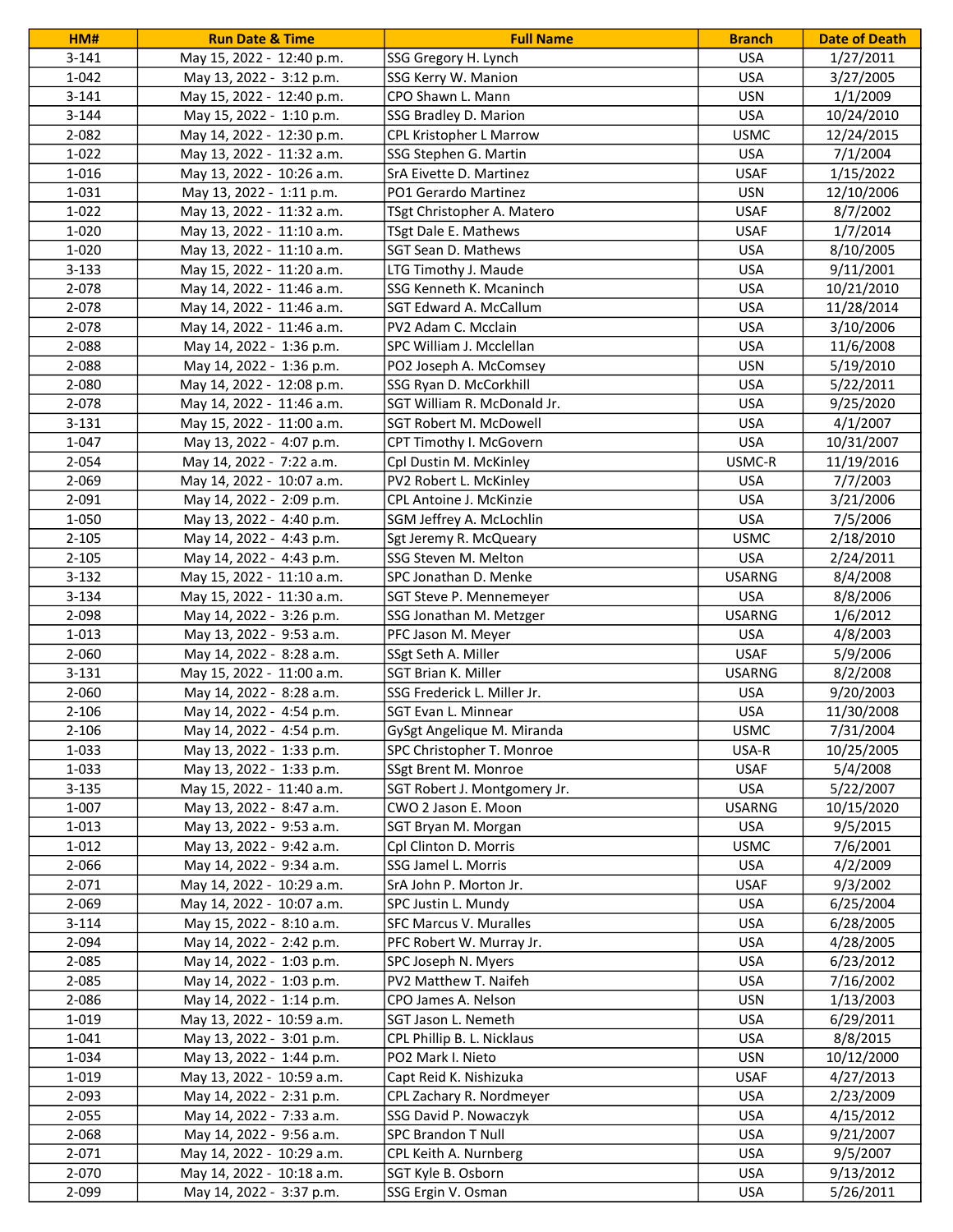| HM# | Run Date & Time | Full Name | Branch | Date of Death |
|---|---|---|---|---|
| 3-141 | May 15, 2022 - 12:40 p.m. | SSG Gregory H. Lynch | USA | 1/27/2011 |
| 1-042 | May 13, 2022 - 3:12 p.m. | SSG Kerry W. Manion | USA | 3/27/2005 |
| 3-141 | May 15, 2022 - 12:40 p.m. | CPO Shawn L. Mann | USN | 1/1/2009 |
| 3-144 | May 15, 2022 - 1:10 p.m. | SSG Bradley D. Marion | USA | 10/24/2010 |
| 2-082 | May 14, 2022 - 12:30 p.m. | CPL Kristopher L Marrow | USMC | 12/24/2015 |
| 1-022 | May 13, 2022 - 11:32 a.m. | SSG Stephen G. Martin | USA | 7/1/2004 |
| 1-016 | May 13, 2022 - 10:26 a.m. | SrA Eivette D. Martinez | USAF | 1/15/2022 |
| 1-031 | May 13, 2022 - 1:11 p.m. | PO1 Gerardo Martinez | USN | 12/10/2006 |
| 1-022 | May 13, 2022 - 11:32 a.m. | TSgt Christopher A. Matero | USAF | 8/7/2002 |
| 1-020 | May 13, 2022 - 11:10 a.m. | TSgt Dale E. Mathews | USAF | 1/7/2014 |
| 1-020 | May 13, 2022 - 11:10 a.m. | SGT Sean D. Mathews | USA | 8/10/2005 |
| 3-133 | May 15, 2022 - 11:20 a.m. | LTG Timothy J. Maude | USA | 9/11/2001 |
| 2-078 | May 14, 2022 - 11:46 a.m. | SSG Kenneth K. Mcaninch | USA | 10/21/2010 |
| 2-078 | May 14, 2022 - 11:46 a.m. | SGT Edward A. McCallum | USA | 11/28/2014 |
| 2-078 | May 14, 2022 - 11:46 a.m. | PV2 Adam C. Mcclain | USA | 3/10/2006 |
| 2-088 | May 14, 2022 - 1:36 p.m. | SPC William J. Mcclellan | USA | 11/6/2008 |
| 2-088 | May 14, 2022 - 1:36 p.m. | PO2 Joseph A. McComsey | USN | 5/19/2010 |
| 2-080 | May 14, 2022 - 12:08 p.m. | SSG Ryan D. McCorkhill | USA | 5/22/2011 |
| 2-078 | May 14, 2022 - 11:46 a.m. | SGT William R. McDonald Jr. | USA | 9/25/2020 |
| 3-131 | May 15, 2022 - 11:00 a.m. | SGT Robert M. McDowell | USA | 4/1/2007 |
| 1-047 | May 13, 2022 - 4:07 p.m. | CPT Timothy I. McGovern | USA | 10/31/2007 |
| 2-054 | May 14, 2022 - 7:22 a.m. | Cpl Dustin M. McKinley | USMC-R | 11/19/2016 |
| 2-069 | May 14, 2022 - 10:07 a.m. | PV2 Robert L. McKinley | USA | 7/7/2003 |
| 2-091 | May 14, 2022 - 2:09 p.m. | CPL Antoine J. McKinzie | USA | 3/21/2006 |
| 1-050 | May 13, 2022 - 4:40 p.m. | SGM Jeffrey A. McLochlin | USA | 7/5/2006 |
| 2-105 | May 14, 2022 - 4:43 p.m. | Sgt Jeremy R. McQueary | USMC | 2/18/2010 |
| 2-105 | May 14, 2022 - 4:43 p.m. | SSG Steven M. Melton | USA | 2/24/2011 |
| 3-132 | May 15, 2022 - 11:10 a.m. | SPC Jonathan D. Menke | USARNG | 8/4/2008 |
| 3-134 | May 15, 2022 - 11:30 a.m. | SGT Steve P. Mennemeyer | USA | 8/8/2006 |
| 2-098 | May 14, 2022 - 3:26 p.m. | SSG Jonathan M. Metzger | USARNG | 1/6/2012 |
| 1-013 | May 13, 2022 - 9:53 a.m. | PFC Jason M. Meyer | USA | 4/8/2003 |
| 2-060 | May 14, 2022 - 8:28 a.m. | SSgt Seth A. Miller | USAF | 5/9/2006 |
| 3-131 | May 15, 2022 - 11:00 a.m. | SGT Brian K. Miller | USARNG | 8/2/2008 |
| 2-060 | May 14, 2022 - 8:28 a.m. | SSG Frederick L. Miller Jr. | USA | 9/20/2003 |
| 2-106 | May 14, 2022 - 4:54 p.m. | SGT Evan L. Minnear | USA | 11/30/2008 |
| 2-106 | May 14, 2022 - 4:54 p.m. | GySgt Angelique M. Miranda | USMC | 7/31/2004 |
| 1-033 | May 13, 2022 - 1:33 p.m. | SPC Christopher T. Monroe | USA-R | 10/25/2005 |
| 1-033 | May 13, 2022 - 1:33 p.m. | SSgt Brent M. Monroe | USAF | 5/4/2008 |
| 3-135 | May 15, 2022 - 11:40 a.m. | SGT Robert J. Montgomery Jr. | USA | 5/22/2007 |
| 1-007 | May 13, 2022 - 8:47 a.m. | CWO 2 Jason E. Moon | USARNG | 10/15/2020 |
| 1-013 | May 13, 2022 - 9:53 a.m. | SGT Bryan M. Morgan | USA | 9/5/2015 |
| 1-012 | May 13, 2022 - 9:42 a.m. | Cpl Clinton D. Morris | USMC | 7/6/2001 |
| 2-066 | May 14, 2022 - 9:34 a.m. | SSG Jamel L. Morris | USA | 4/2/2009 |
| 2-071 | May 14, 2022 - 10:29 a.m. | SrA John P. Morton Jr. | USAF | 9/3/2002 |
| 2-069 | May 14, 2022 - 10:07 a.m. | SPC Justin L. Mundy | USA | 6/25/2004 |
| 3-114 | May 15, 2022 - 8:10 a.m. | SFC Marcus V. Muralles | USA | 6/28/2005 |
| 2-094 | May 14, 2022 - 2:42 p.m. | PFC Robert W. Murray Jr. | USA | 4/28/2005 |
| 2-085 | May 14, 2022 - 1:03 p.m. | SPC Joseph N. Myers | USA | 6/23/2012 |
| 2-085 | May 14, 2022 - 1:03 p.m. | PV2 Matthew T. Naifeh | USA | 7/16/2002 |
| 2-086 | May 14, 2022 - 1:14 p.m. | CPO James A. Nelson | USN | 1/13/2003 |
| 1-019 | May 13, 2022 - 10:59 a.m. | SGT Jason L. Nemeth | USA | 6/29/2011 |
| 1-041 | May 13, 2022 - 3:01 p.m. | CPL Phillip B. L. Nicklaus | USA | 8/8/2015 |
| 1-034 | May 13, 2022 - 1:44 p.m. | PO2 Mark I. Nieto | USN | 10/12/2000 |
| 1-019 | May 13, 2022 - 10:59 a.m. | Capt Reid K. Nishizuka | USAF | 4/27/2013 |
| 2-093 | May 14, 2022 - 2:31 p.m. | CPL Zachary R. Nordmeyer | USA | 2/23/2009 |
| 2-055 | May 14, 2022 - 7:33 a.m. | SSG David P. Nowaczyk | USA | 4/15/2012 |
| 2-068 | May 14, 2022 - 9:56 a.m. | SPC Brandon T Null | USA | 9/21/2007 |
| 2-071 | May 14, 2022 - 10:29 a.m. | CPL Keith A. Nurnberg | USA | 9/5/2007 |
| 2-070 | May 14, 2022 - 10:18 a.m. | SGT Kyle B. Osborn | USA | 9/13/2012 |
| 2-099 | May 14, 2022 - 3:37 p.m. | SSG Ergin V. Osman | USA | 5/26/2011 |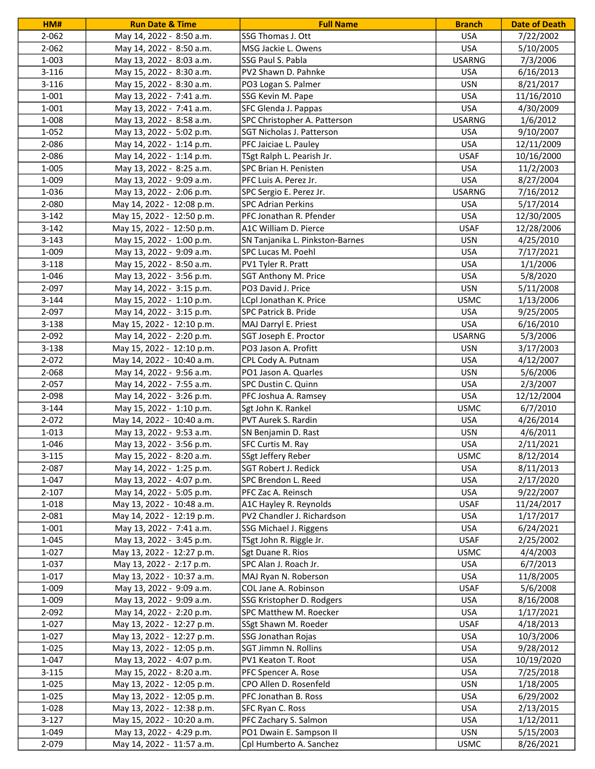| HM# | Run Date & Time | Full Name | Branch | Date of Death |
|---|---|---|---|---|
| 2-062 | May 14, 2022 - 8:50 a.m. | SSG Thomas J. Ott | USA | 7/22/2002 |
| 2-062 | May 14, 2022 - 8:50 a.m. | MSG Jackie L. Owens | USA | 5/10/2005 |
| 1-003 | May 13, 2022 - 8:03 a.m. | SSG Paul S. Pabla | USARNG | 7/3/2006 |
| 3-116 | May 15, 2022 - 8:30 a.m. | PV2 Shawn D. Pahnke | USA | 6/16/2013 |
| 3-116 | May 15, 2022 - 8:30 a.m. | PO3 Logan S. Palmer | USN | 8/21/2017 |
| 1-001 | May 13, 2022 - 7:41 a.m. | SSG Kevin M. Pape | USA | 11/16/2010 |
| 1-001 | May 13, 2022 - 7:41 a.m. | SFC Glenda J. Pappas | USA | 4/30/2009 |
| 1-008 | May 13, 2022 - 8:58 a.m. | SPC Christopher A. Patterson | USARNG | 1/6/2012 |
| 1-052 | May 13, 2022 - 5:02 p.m. | SGT Nicholas J. Patterson | USA | 9/10/2007 |
| 2-086 | May 14, 2022 - 1:14 p.m. | PFC Jaiciae L. Pauley | USA | 12/11/2009 |
| 2-086 | May 14, 2022 - 1:14 p.m. | TSgt Ralph L. Pearish Jr. | USAF | 10/16/2000 |
| 1-005 | May 13, 2022 - 8:25 a.m. | SPC Brian H. Penisten | USA | 11/2/2003 |
| 1-009 | May 13, 2022 - 9:09 a.m. | PFC Luis A. Perez Jr. | USA | 8/27/2004 |
| 1-036 | May 13, 2022 - 2:06 p.m. | SPC Sergio E. Perez Jr. | USARNG | 7/16/2012 |
| 2-080 | May 14, 2022 - 12:08 p.m. | SPC Adrian Perkins | USA | 5/17/2014 |
| 3-142 | May 15, 2022 - 12:50 p.m. | PFC Jonathan R. Pfender | USA | 12/30/2005 |
| 3-142 | May 15, 2022 - 12:50 p.m. | A1C William D. Pierce | USAF | 12/28/2006 |
| 3-143 | May 15, 2022 - 1:00 p.m. | SN Tanjanika L. Pinkston-Barnes | USN | 4/25/2010 |
| 1-009 | May 13, 2022 - 9:09 a.m. | SPC Lucas M. Poehl | USA | 7/17/2021 |
| 3-118 | May 15, 2022 - 8:50 a.m. | PV1 Tyler R. Pratt | USA | 1/1/2006 |
| 1-046 | May 13, 2022 - 3:56 p.m. | SGT Anthony M. Price | USA | 5/8/2020 |
| 2-097 | May 14, 2022 - 3:15 p.m. | PO3 David J. Price | USN | 5/11/2008 |
| 3-144 | May 15, 2022 - 1:10 p.m. | LCpl Jonathan K. Price | USMC | 1/13/2006 |
| 2-097 | May 14, 2022 - 3:15 p.m. | SPC Patrick B. Pride | USA | 9/25/2005 |
| 3-138 | May 15, 2022 - 12:10 p.m. | MAJ Darryl E. Priest | USA | 6/16/2010 |
| 2-092 | May 14, 2022 - 2:20 p.m. | SGT Joseph E. Proctor | USARNG | 5/3/2006 |
| 3-138 | May 15, 2022 - 12:10 p.m. | PO3 Jason A. Profitt | USN | 3/17/2003 |
| 2-072 | May 14, 2022 - 10:40 a.m. | CPL Cody A. Putnam | USA | 4/12/2007 |
| 2-068 | May 14, 2022 - 9:56 a.m. | PO1 Jason A. Quarles | USN | 5/6/2006 |
| 2-057 | May 14, 2022 - 7:55 a.m. | SPC Dustin C. Quinn | USA | 2/3/2007 |
| 2-098 | May 14, 2022 - 3:26 p.m. | PFC Joshua A. Ramsey | USA | 12/12/2004 |
| 3-144 | May 15, 2022 - 1:10 p.m. | Sgt John K. Rankel | USMC | 6/7/2010 |
| 2-072 | May 14, 2022 - 10:40 a.m. | PVT Aurek S. Rardin | USA | 4/26/2014 |
| 1-013 | May 13, 2022 - 9:53 a.m. | SN Benjamin D. Rast | USN | 4/6/2011 |
| 1-046 | May 13, 2022 - 3:56 p.m. | SFC Curtis M. Ray | USA | 2/11/2021 |
| 3-115 | May 15, 2022 - 8:20 a.m. | SSgt Jeffery Reber | USMC | 8/12/2014 |
| 2-087 | May 14, 2022 - 1:25 p.m. | SGT Robert J. Redick | USA | 8/11/2013 |
| 1-047 | May 13, 2022 - 4:07 p.m. | SPC Brendon L. Reed | USA | 2/17/2020 |
| 2-107 | May 14, 2022 - 5:05 p.m. | PFC Zac A. Reinsch | USA | 9/22/2007 |
| 1-018 | May 13, 2022 - 10:48 a.m. | A1C Hayley R. Reynolds | USAF | 11/24/2017 |
| 2-081 | May 14, 2022 - 12:19 p.m. | PV2 Chandler J. Richardson | USA | 1/17/2017 |
| 1-001 | May 13, 2022 - 7:41 a.m. | SSG Michael J. Riggens | USA | 6/24/2021 |
| 1-045 | May 13, 2022 - 3:45 p.m. | TSgt John R. Riggle Jr. | USAF | 2/25/2002 |
| 1-027 | May 13, 2022 - 12:27 p.m. | Sgt Duane R. Rios | USMC | 4/4/2003 |
| 1-037 | May 13, 2022 - 2:17 p.m. | SPC Alan J. Roach Jr. | USA | 6/7/2013 |
| 1-017 | May 13, 2022 - 10:37 a.m. | MAJ Ryan N. Roberson | USA | 11/8/2005 |
| 1-009 | May 13, 2022 - 9:09 a.m. | COL Jane A. Robinson | USAF | 5/6/2008 |
| 1-009 | May 13, 2022 - 9:09 a.m. | SSG Kristopher D. Rodgers | USA | 8/16/2008 |
| 2-092 | May 14, 2022 - 2:20 p.m. | SPC Matthew M. Roecker | USA | 1/17/2021 |
| 1-027 | May 13, 2022 - 12:27 p.m. | SSgt Shawn M. Roeder | USAF | 4/18/2013 |
| 1-027 | May 13, 2022 - 12:27 p.m. | SSG Jonathan Rojas | USA | 10/3/2006 |
| 1-025 | May 13, 2022 - 12:05 p.m. | SGT Jimmn N. Rollins | USA | 9/28/2012 |
| 1-047 | May 13, 2022 - 4:07 p.m. | PV1 Keaton T. Root | USA | 10/19/2020 |
| 3-115 | May 15, 2022 - 8:20 a.m. | PFC Spencer A. Rose | USA | 7/25/2018 |
| 1-025 | May 13, 2022 - 12:05 p.m. | CPO Allen D. Rosenfeld | USN | 1/18/2005 |
| 1-025 | May 13, 2022 - 12:05 p.m. | PFC Jonathan B. Ross | USA | 6/29/2002 |
| 1-028 | May 13, 2022 - 12:38 p.m. | SFC Ryan C. Ross | USA | 2/13/2015 |
| 3-127 | May 15, 2022 - 10:20 a.m. | PFC Zachary S. Salmon | USA | 1/12/2011 |
| 1-049 | May 13, 2022 - 4:29 p.m. | PO1 Dwain E. Sampson II | USN | 5/15/2003 |
| 2-079 | May 14, 2022 - 11:57 a.m. | Cpl Humberto A. Sanchez | USMC | 8/26/2021 |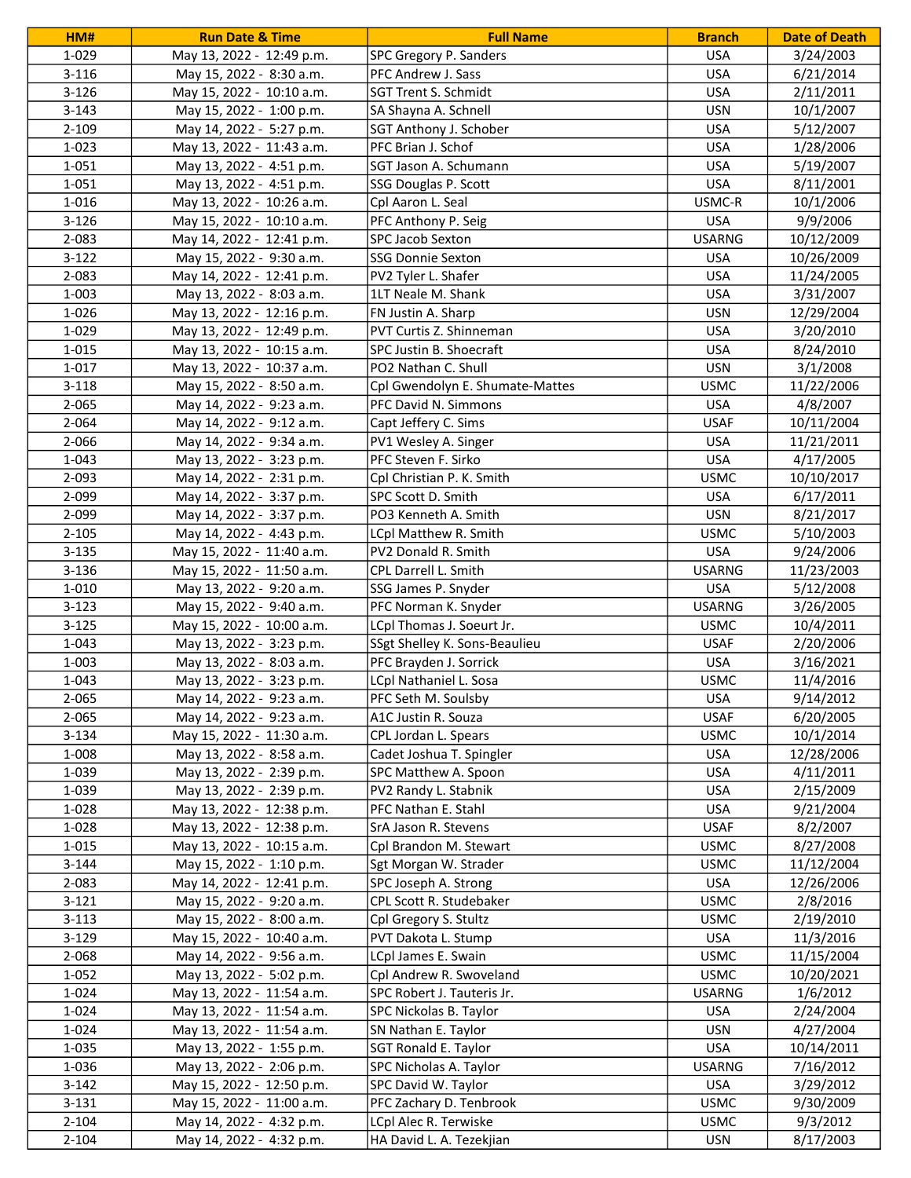| HM# | Run Date & Time | Full Name | Branch | Date of Death |
|---|---|---|---|---|
| 1-029 | May 13, 2022 - 12:49 p.m. | SPC Gregory P. Sanders | USA | 3/24/2003 |
| 3-116 | May 15, 2022 - 8:30 a.m. | PFC Andrew J. Sass | USA | 6/21/2014 |
| 3-126 | May 15, 2022 - 10:10 a.m. | SGT Trent S. Schmidt | USA | 2/11/2011 |
| 3-143 | May 15, 2022 - 1:00 p.m. | SA Shayna A. Schnell | USN | 10/1/2007 |
| 2-109 | May 14, 2022 - 5:27 p.m. | SGT Anthony J. Schober | USA | 5/12/2007 |
| 1-023 | May 13, 2022 - 11:43 a.m. | PFC Brian J. Schof | USA | 1/28/2006 |
| 1-051 | May 13, 2022 - 4:51 p.m. | SGT Jason A. Schumann | USA | 5/19/2007 |
| 1-051 | May 13, 2022 - 4:51 p.m. | SSG Douglas P. Scott | USA | 8/11/2001 |
| 1-016 | May 13, 2022 - 10:26 a.m. | Cpl Aaron L. Seal | USMC-R | 10/1/2006 |
| 3-126 | May 15, 2022 - 10:10 a.m. | PFC Anthony P. Seig | USA | 9/9/2006 |
| 2-083 | May 14, 2022 - 12:41 p.m. | SPC Jacob Sexton | USARNG | 10/12/2009 |
| 3-122 | May 15, 2022 - 9:30 a.m. | SSG Donnie Sexton | USA | 10/26/2009 |
| 2-083 | May 14, 2022 - 12:41 p.m. | PV2 Tyler L. Shafer | USA | 11/24/2005 |
| 1-003 | May 13, 2022 - 8:03 a.m. | 1LT Neale M. Shank | USA | 3/31/2007 |
| 1-026 | May 13, 2022 - 12:16 p.m. | FN Justin A. Sharp | USN | 12/29/2004 |
| 1-029 | May 13, 2022 - 12:49 p.m. | PVT Curtis Z. Shinneman | USA | 3/20/2010 |
| 1-015 | May 13, 2022 - 10:15 a.m. | SPC Justin B. Shoecraft | USA | 8/24/2010 |
| 1-017 | May 13, 2022 - 10:37 a.m. | PO2 Nathan C. Shull | USN | 3/1/2008 |
| 3-118 | May 15, 2022 - 8:50 a.m. | Cpl Gwendolyn E. Shumate-Mattes | USMC | 11/22/2006 |
| 2-065 | May 14, 2022 - 9:23 a.m. | PFC David N. Simmons | USA | 4/8/2007 |
| 2-064 | May 14, 2022 - 9:12 a.m. | Capt Jeffery C. Sims | USAF | 10/11/2004 |
| 2-066 | May 14, 2022 - 9:34 a.m. | PV1 Wesley A. Singer | USA | 11/21/2011 |
| 1-043 | May 13, 2022 - 3:23 p.m. | PFC Steven F. Sirko | USA | 4/17/2005 |
| 2-093 | May 14, 2022 - 2:31 p.m. | Cpl Christian P. K. Smith | USMC | 10/10/2017 |
| 2-099 | May 14, 2022 - 3:37 p.m. | SPC Scott D. Smith | USA | 6/17/2011 |
| 2-099 | May 14, 2022 - 3:37 p.m. | PO3 Kenneth A. Smith | USN | 8/21/2017 |
| 2-105 | May 14, 2022 - 4:43 p.m. | LCpl Matthew R. Smith | USMC | 5/10/2003 |
| 3-135 | May 15, 2022 - 11:40 a.m. | PV2 Donald R. Smith | USA | 9/24/2006 |
| 3-136 | May 15, 2022 - 11:50 a.m. | CPL Darrell L. Smith | USARNG | 11/23/2003 |
| 1-010 | May 13, 2022 - 9:20 a.m. | SSG James P. Snyder | USA | 5/12/2008 |
| 3-123 | May 15, 2022 - 9:40 a.m. | PFC Norman K. Snyder | USARNG | 3/26/2005 |
| 3-125 | May 15, 2022 - 10:00 a.m. | LCpl Thomas J. Soeurt Jr. | USMC | 10/4/2011 |
| 1-043 | May 13, 2022 - 3:23 p.m. | SSgt Shelley K. Sons-Beaulieu | USAF | 2/20/2006 |
| 1-003 | May 13, 2022 - 8:03 a.m. | PFC Brayden J. Sorrick | USA | 3/16/2021 |
| 1-043 | May 13, 2022 - 3:23 p.m. | LCpl Nathaniel L. Sosa | USMC | 11/4/2016 |
| 2-065 | May 14, 2022 - 9:23 a.m. | PFC Seth M. Soulsby | USA | 9/14/2012 |
| 2-065 | May 14, 2022 - 9:23 a.m. | A1C Justin R. Souza | USAF | 6/20/2005 |
| 3-134 | May 15, 2022 - 11:30 a.m. | CPL Jordan L. Spears | USMC | 10/1/2014 |
| 1-008 | May 13, 2022 - 8:58 a.m. | Cadet Joshua T. Spingler | USA | 12/28/2006 |
| 1-039 | May 13, 2022 - 2:39 p.m. | SPC Matthew A. Spoon | USA | 4/11/2011 |
| 1-039 | May 13, 2022 - 2:39 p.m. | PV2 Randy L. Stabnik | USA | 2/15/2009 |
| 1-028 | May 13, 2022 - 12:38 p.m. | PFC Nathan E. Stahl | USA | 9/21/2004 |
| 1-028 | May 13, 2022 - 12:38 p.m. | SrA Jason R. Stevens | USAF | 8/2/2007 |
| 1-015 | May 13, 2022 - 10:15 a.m. | Cpl Brandon M. Stewart | USMC | 8/27/2008 |
| 3-144 | May 15, 2022 - 1:10 p.m. | Sgt Morgan W. Strader | USMC | 11/12/2004 |
| 2-083 | May 14, 2022 - 12:41 p.m. | SPC Joseph A. Strong | USA | 12/26/2006 |
| 3-121 | May 15, 2022 - 9:20 a.m. | CPL Scott R. Studebaker | USMC | 2/8/2016 |
| 3-113 | May 15, 2022 - 8:00 a.m. | Cpl Gregory S. Stultz | USMC | 2/19/2010 |
| 3-129 | May 15, 2022 - 10:40 a.m. | PVT Dakota L. Stump | USA | 11/3/2016 |
| 2-068 | May 14, 2022 - 9:56 a.m. | LCpl James E. Swain | USMC | 11/15/2004 |
| 1-052 | May 13, 2022 - 5:02 p.m. | Cpl Andrew R. Swoveland | USMC | 10/20/2021 |
| 1-024 | May 13, 2022 - 11:54 a.m. | SPC Robert J. Tauteris Jr. | USARNG | 1/6/2012 |
| 1-024 | May 13, 2022 - 11:54 a.m. | SPC Nickolas B. Taylor | USA | 2/24/2004 |
| 1-024 | May 13, 2022 - 11:54 a.m. | SN Nathan E. Taylor | USN | 4/27/2004 |
| 1-035 | May 13, 2022 - 1:55 p.m. | SGT Ronald E. Taylor | USA | 10/14/2011 |
| 1-036 | May 13, 2022 - 2:06 p.m. | SPC Nicholas A. Taylor | USARNG | 7/16/2012 |
| 3-142 | May 15, 2022 - 12:50 p.m. | SPC David W. Taylor | USA | 3/29/2012 |
| 3-131 | May 15, 2022 - 11:00 a.m. | PFC Zachary D. Tenbrook | USMC | 9/30/2009 |
| 2-104 | May 14, 2022 - 4:32 p.m. | LCpl Alec R. Terwiske | USMC | 9/3/2012 |
| 2-104 | May 14, 2022 - 4:32 p.m. | HA David L. A. Tezekjian | USN | 8/17/2003 |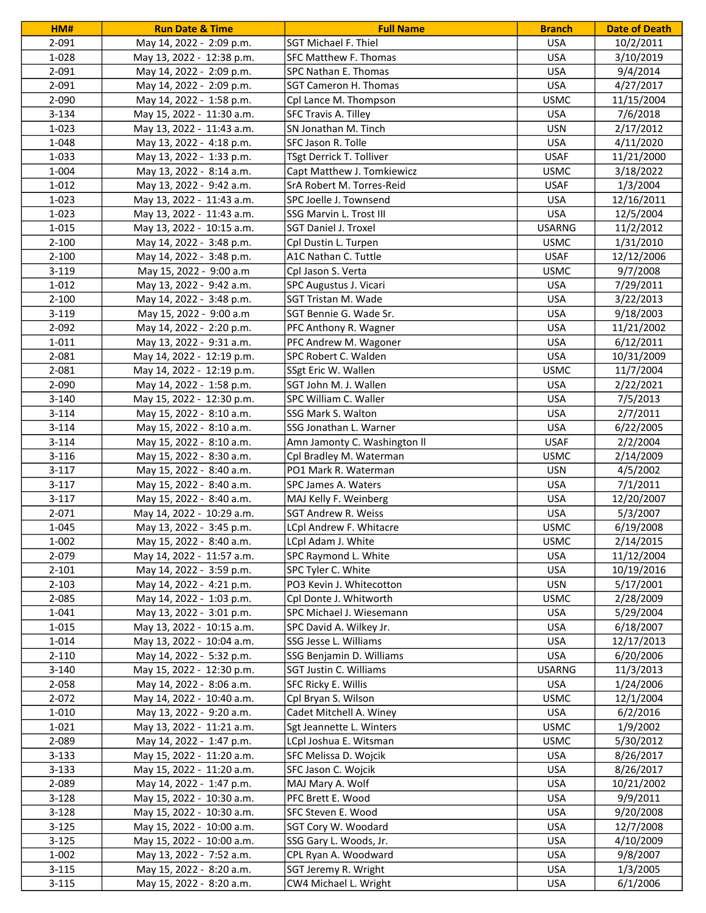| HM# | Run Date & Time | Full Name | Branch | Date of Death |
|---|---|---|---|---|
| 2-091 | May 14, 2022 - 2:09 p.m. | SGT Michael F. Thiel | USA | 10/2/2011 |
| 1-028 | May 13, 2022 - 12:38 p.m. | SFC Matthew F. Thomas | USA | 3/10/2019 |
| 2-091 | May 14, 2022 - 2:09 p.m. | SPC Nathan E. Thomas | USA | 9/4/2014 |
| 2-091 | May 14, 2022 - 2:09 p.m. | SGT Cameron H. Thomas | USA | 4/27/2017 |
| 2-090 | May 14, 2022 - 1:58 p.m. | Cpl Lance M. Thompson | USMC | 11/15/2004 |
| 3-134 | May 15, 2022 - 11:30 a.m. | SFC Travis A. Tilley | USA | 7/6/2018 |
| 1-023 | May 13, 2022 - 11:43 a.m. | SN Jonathan M. Tinch | USN | 2/17/2012 |
| 1-048 | May 13, 2022 - 4:18 p.m. | SFC Jason R. Tolle | USA | 4/11/2020 |
| 1-033 | May 13, 2022 - 1:33 p.m. | TSgt Derrick T. Tolliver | USAF | 11/21/2000 |
| 1-004 | May 13, 2022 - 8:14 a.m. | Capt Matthew J. Tomkiewicz | USMC | 3/18/2022 |
| 1-012 | May 13, 2022 - 9:42 a.m. | SrA Robert M. Torres-Reid | USAF | 1/3/2004 |
| 1-023 | May 13, 2022 - 11:43 a.m. | SPC Joelle J. Townsend | USA | 12/16/2011 |
| 1-023 | May 13, 2022 - 11:43 a.m. | SSG Marvin L. Trost III | USA | 12/5/2004 |
| 1-015 | May 13, 2022 - 10:15 a.m. | SGT Daniel J. Troxel | USARNG | 11/2/2012 |
| 2-100 | May 14, 2022 - 3:48 p.m. | Cpl Dustin L. Turpen | USMC | 1/31/2010 |
| 2-100 | May 14, 2022 - 3:48 p.m. | A1C Nathan C. Tuttle | USAF | 12/12/2006 |
| 3-119 | May 15, 2022 - 9:00 a.m | Cpl Jason S. Verta | USMC | 9/7/2008 |
| 1-012 | May 13, 2022 - 9:42 a.m. | SPC Augustus J. Vicari | USA | 7/29/2011 |
| 2-100 | May 14, 2022 - 3:48 p.m. | SGT Tristan M. Wade | USA | 3/22/2013 |
| 3-119 | May 15, 2022 - 9:00 a.m | SGT Bennie G. Wade Sr. | USA | 9/18/2003 |
| 2-092 | May 14, 2022 - 2:20 p.m. | PFC Anthony R. Wagner | USA | 11/21/2002 |
| 1-011 | May 13, 2022 - 9:31 a.m. | PFC Andrew M. Wagoner | USA | 6/12/2011 |
| 2-081 | May 14, 2022 - 12:19 p.m. | SPC Robert C. Walden | USA | 10/31/2009 |
| 2-081 | May 14, 2022 - 12:19 p.m. | SSgt Eric W. Wallen | USMC | 11/7/2004 |
| 2-090 | May 14, 2022 - 1:58 p.m. | SGT John M. J. Wallen | USA | 2/22/2021 |
| 3-140 | May 15, 2022 - 12:30 p.m. | SPC William C. Waller | USA | 7/5/2013 |
| 3-114 | May 15, 2022 - 8:10 a.m. | SSG Mark S. Walton | USA | 2/7/2011 |
| 3-114 | May 15, 2022 - 8:10 a.m. | SSG Jonathan L. Warner | USA | 6/22/2005 |
| 3-114 | May 15, 2022 - 8:10 a.m. | Amn Jamonty C. Washington ll | USAF | 2/2/2004 |
| 3-116 | May 15, 2022 - 8:30 a.m. | Cpl Bradley M. Waterman | USMC | 2/14/2009 |
| 3-117 | May 15, 2022 - 8:40 a.m. | PO1 Mark R. Waterman | USN | 4/5/2002 |
| 3-117 | May 15, 2022 - 8:40 a.m. | SPC James A. Waters | USA | 7/1/2011 |
| 3-117 | May 15, 2022 - 8:40 a.m. | MAJ Kelly F. Weinberg | USA | 12/20/2007 |
| 2-071 | May 14, 2022 - 10:29 a.m. | SGT Andrew R. Weiss | USA | 5/3/2007 |
| 1-045 | May 13, 2022 - 3:45 p.m. | LCpl Andrew F. Whitacre | USMC | 6/19/2008 |
| 1-002 | May 15, 2022 - 8:40 a.m. | LCpl Adam J. White | USMC | 2/14/2015 |
| 2-079 | May 14, 2022 - 11:57 a.m. | SPC Raymond L. White | USA | 11/12/2004 |
| 2-101 | May 14, 2022 - 3:59 p.m. | SPC Tyler C. White | USA | 10/19/2016 |
| 2-103 | May 14, 2022 - 4:21 p.m. | PO3 Kevin J. Whitecotton | USN | 5/17/2001 |
| 2-085 | May 14, 2022 - 1:03 p.m. | Cpl Donte J. Whitworth | USMC | 2/28/2009 |
| 1-041 | May 13, 2022 - 3:01 p.m. | SPC Michael J. Wiesemann | USA | 5/29/2004 |
| 1-015 | May 13, 2022 - 10:15 a.m. | SPC David A. Wilkey Jr. | USA | 6/18/2007 |
| 1-014 | May 13, 2022 - 10:04 a.m. | SSG Jesse L. Williams | USA | 12/17/2013 |
| 2-110 | May 14, 2022 - 5:32 p.m. | SSG Benjamin D. Williams | USA | 6/20/2006 |
| 3-140 | May 15, 2022 - 12:30 p.m. | SGT Justin C. Williams | USARNG | 11/3/2013 |
| 2-058 | May 14, 2022 - 8:06 a.m. | SFC Ricky E. Willis | USA | 1/24/2006 |
| 2-072 | May 14, 2022 - 10:40 a.m. | Cpl Bryan S. Wilson | USMC | 12/1/2004 |
| 1-010 | May 13, 2022 - 9:20 a.m. | Cadet Mitchell A. Winey | USA | 6/2/2016 |
| 1-021 | May 13, 2022 - 11:21 a.m. | Sgt Jeannette L. Winters | USMC | 1/9/2002 |
| 2-089 | May 14, 2022 - 1:47 p.m. | LCpl Joshua E. Witsman | USMC | 5/30/2012 |
| 3-133 | May 15, 2022 - 11:20 a.m. | SFC Melissa D. Wojcik | USA | 8/26/2017 |
| 3-133 | May 15, 2022 - 11:20 a.m. | SFC Jason C. Wojcik | USA | 8/26/2017 |
| 2-089 | May 14, 2022 - 1:47 p.m. | MAJ Mary A. Wolf | USA | 10/21/2002 |
| 3-128 | May 15, 2022 - 10:30 a.m. | PFC Brett E. Wood | USA | 9/9/2011 |
| 3-128 | May 15, 2022 - 10:30 a.m. | SFC Steven E. Wood | USA | 9/20/2008 |
| 3-125 | May 15, 2022 - 10:00 a.m. | SGT Cory W. Woodard | USA | 12/7/2008 |
| 3-125 | May 15, 2022 - 10:00 a.m. | SSG Gary L. Woods, Jr. | USA | 4/10/2009 |
| 1-002 | May 13, 2022 - 7:52 a.m. | CPL Ryan A. Woodward | USA | 9/8/2007 |
| 3-115 | May 15, 2022 - 8:20 a.m. | SGT Jeremy R. Wright | USA | 1/3/2005 |
| 3-115 | May 15, 2022 - 8:20 a.m. | CW4 Michael L. Wright | USA | 6/1/2006 |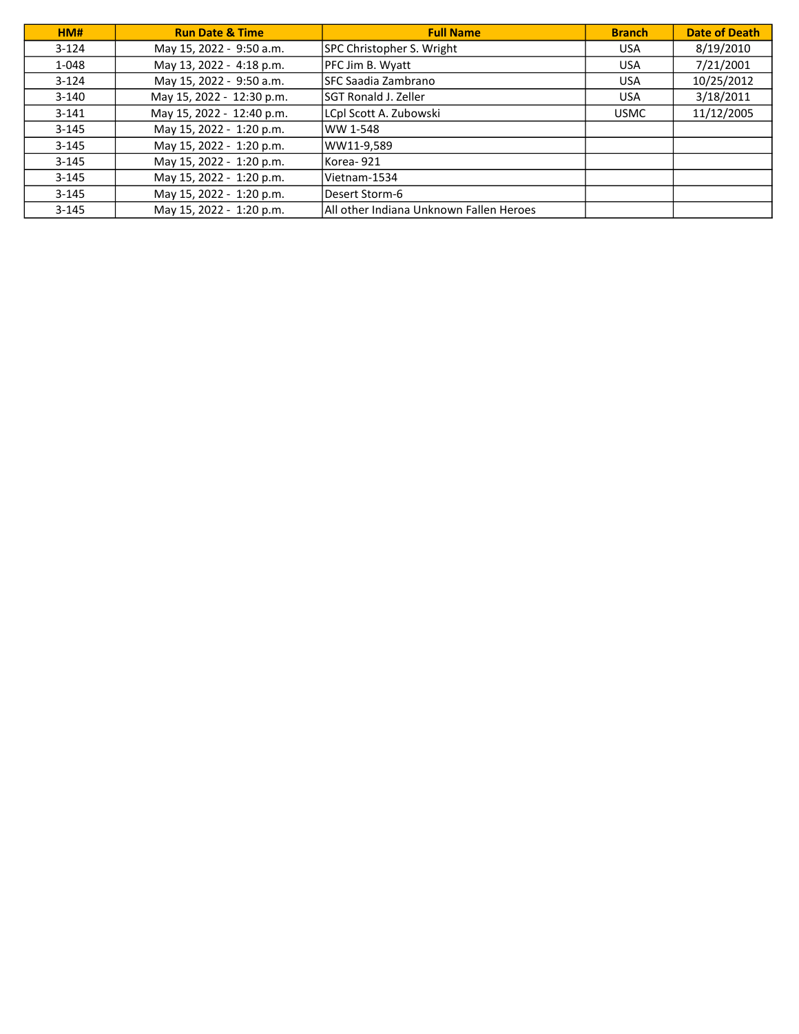| HM# | Run Date & Time | Full Name | Branch | Date of Death |
|---|---|---|---|---|
| 3-124 | May 15, 2022 - 9:50 a.m. | SPC Christopher S. Wright | USA | 8/19/2010 |
| 1-048 | May 13, 2022 - 4:18 p.m. | PFC Jim B. Wyatt | USA | 7/21/2001 |
| 3-124 | May 15, 2022 - 9:50 a.m. | SFC Saadia Zambrano | USA | 10/25/2012 |
| 3-140 | May 15, 2022 - 12:30 p.m. | SGT Ronald J. Zeller | USA | 3/18/2011 |
| 3-141 | May 15, 2022 - 12:40 p.m. | LCpl Scott A. Zubowski | USMC | 11/12/2005 |
| 3-145 | May 15, 2022 - 1:20 p.m. | WW 1-548 | | |
| 3-145 | May 15, 2022 - 1:20 p.m. | WW11-9,589 | | |
| 3-145 | May 15, 2022 - 1:20 p.m. | Korea- 921 | | |
| 3-145 | May 15, 2022 - 1:20 p.m. | Vietnam-1534 | | |
| 3-145 | May 15, 2022 - 1:20 p.m. | Desert Storm-6 | | |
| 3-145 | May 15, 2022 - 1:20 p.m. | All other Indiana Unknown Fallen Heroes | | |